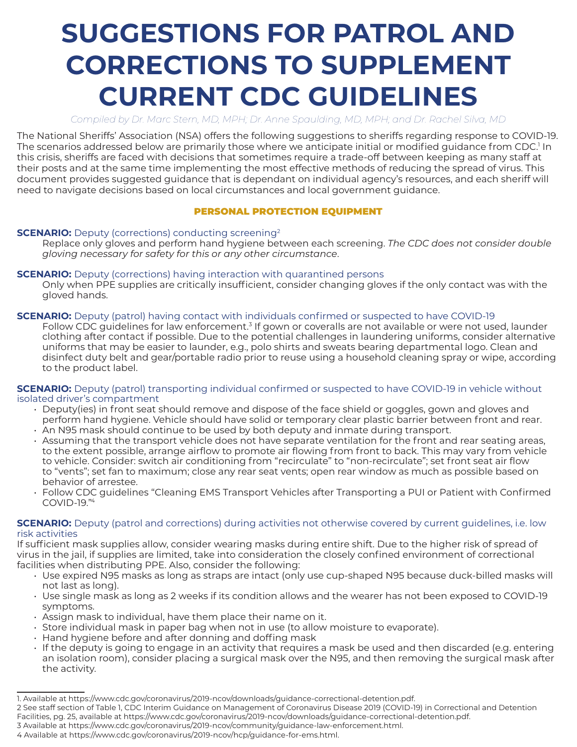# SUGGESTIONS FOR PATROL AND CORRECTIONS TO SUPPLEMENT CURRENT CDC GUIDELINES

*Compiled by Dr. Marc Stern, MD, MPH; Dr. Anne Spaulding, MD, MPH; and Dr. Rachel Silva, MD*

The National Sheriffs' Association (NSA) offers the following suggestions to sheriffs regarding response to COVID-19. The scenarios addressed below are primarily those where we anticipate initial or modified guidance from CDC.[1] In this crisis, sheriffs are faced with decisions that sometimes require a trade-off between keeping as many staff at their posts and at the same time implementing the most effective methods of reducing the spread of virus. This document provides suggested guidance that is dependant on individual agency's resources, and each sheriff will need to navigate decisions based on local circumstances and local government guidance.

## PERSONAL PROTECTION EQUIPMENT

**SCENARIO:** Deputy (corrections) conducting screening[2]

Replace only gloves and perform hand hygiene between each screening. *The CDC does not consider double gloving necessary for safety for this or any other circumstance*.

**SCENARIO:** Deputy (corrections) having interaction with quarantined persons

Only when PPE supplies are critically insufficient, consider changing gloves if the only contact was with the gloved hands.

**SCENARIO:** Deputy (patrol) having contact with individuals confirmed or suspected to have COVID-19

Follow CDC guidelines for law enforcement.[3] If gown or coveralls are not available or were not used, launder clothing after contact if possible. Due to the potential challenges in laundering uniforms, consider alternative uniforms that may be easier to launder, e.g., polo shirts and sweats bearing departmental logo. Clean and disinfect duty belt and gear/portable radio prior to reuse using a household cleaning spray or wipe, according to the product label.

**SCENARIO:** Deputy (patrol) transporting individual confirmed or suspected to have COVID-19 in vehicle without isolated driver's compartment

- Deputy(ies) in front seat should remove and dispose of the face shield or goggles, gown and gloves and perform hand hygiene. Vehicle should have solid or temporary clear plastic barrier between front and rear.
- An N95 mask should continue to be used by both deputy and inmate during transport.
- Assuming that the transport vehicle does not have separate ventilation for the front and rear seating areas, to the extent possible, arrange airflow to promote air flowing from front to back. This may vary from vehicle to vehicle. Consider: switch air conditioning from "recirculate" to "non-recirculate"; set front seat air flow to "vents"; set fan to maximum; close any rear seat vents; open rear window as much as possible based on behavior of arrestee.
- Follow CDC guidelines "Cleaning EMS Transport Vehicles after Transporting a PUI or Patient with Confirmed COVID-19."[4]

**SCENARIO:** Deputy (patrol and corrections) during activities not otherwise covered by current guidelines, i.e. low risk activities

If sufficient mask supplies allow, consider wearing masks during entire shift. Due to the higher risk of spread of virus in the jail, if supplies are limited, take into consideration the closely confined environment of correctional facilities when distributing PPE. Also, consider the following:

- Use expired N95 masks as long as straps are intact (only use cup-shaped N95 because duck-billed masks will not last as long).
- Use single mask as long as 2 weeks if its condition allows and the wearer has not been exposed to COVID-19 symptoms.
- Assign mask to individual, have them place their name on it.
- Store individual mask in paper bag when not in use (to allow moisture to evaporate).
- Hand hygiene before and after donning and doffing mask
- If the deputy is going to engage in an activity that requires a mask be used and then discarded (e.g. entering an isolation room), consider placing a surgical mask over the N95, and then removing the surgical mask after the activity.

---

1. Available at https://www.cdc.gov/coronavirus/2019-ncov/downloads/guidance-correctional-detention.pdf.
2. See staff section of Table 1, CDC Interim Guidance on Management of Coronavirus Disease 2019 (COVID-19) in Correctional and Detention Facilities, pg. 25, available at https://www.cdc.gov/coronavirus/2019-ncov/downloads/guidance-correctional-detention.pdf.
3. Available at https://www.cdc.gov/coronavirus/2019-ncov/community/guidance-law-enforcement.html.
4. Available at https://www.cdc.gov/coronavirus/2019-ncov/hcp/guidance-for-ems.html.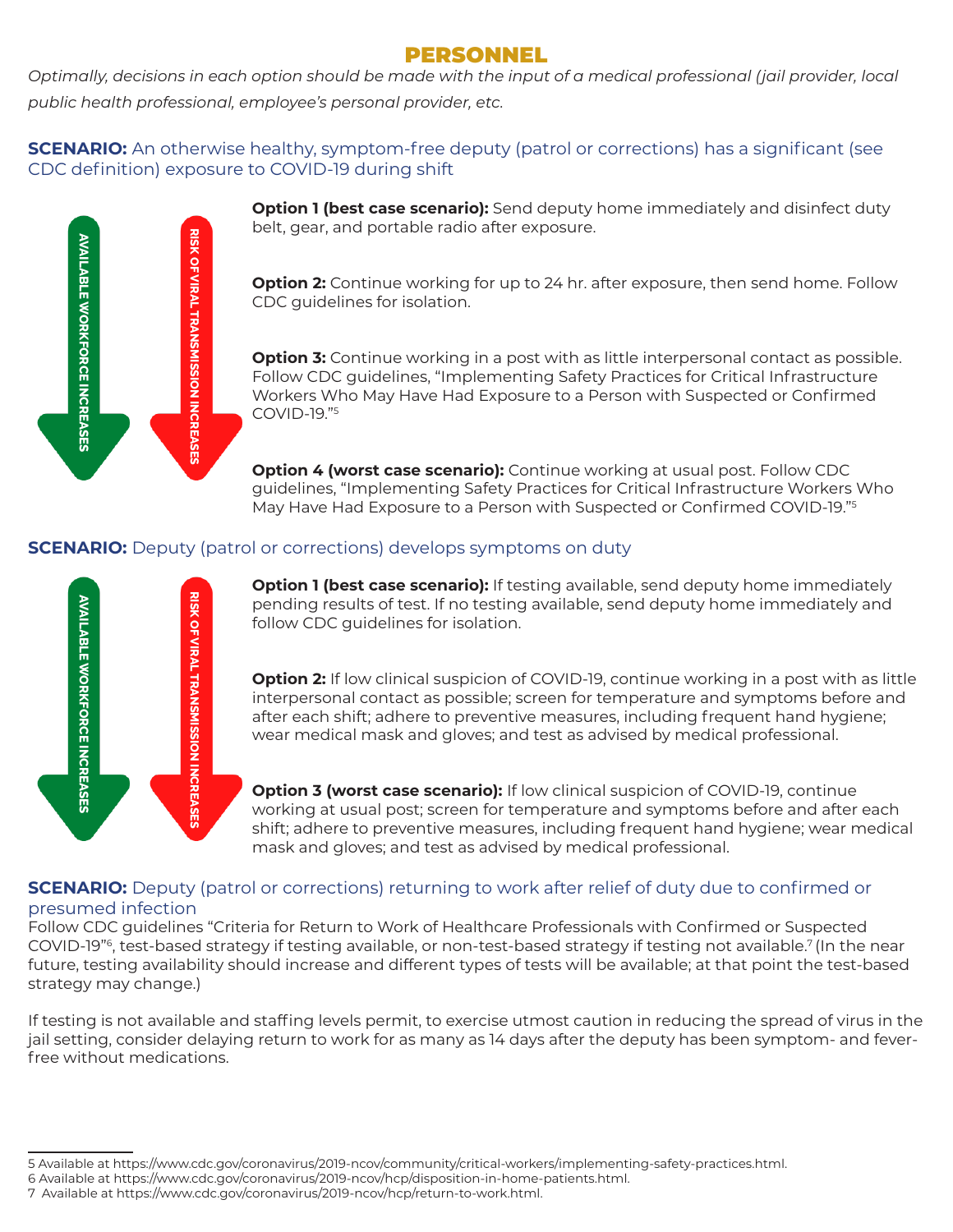# PERSONNEL

*Optimally, decisions in each option should be made with the input of a medical professional (jail provider, local public health professional, employee's personal provider, etc.*

**SCENARIO:** An otherwise healthy, symptom-free deputy (patrol or corrections) has a significant (see CDC definition) exposure to COVID-19 during shift

AVAILABLE WORKFORCE INCREASES

RISK OF VIRAL TRANSMISSION INCREASES

**Option 1 (best case scenario):** Send deputy home immediately and disinfect duty belt, gear, and portable radio after exposure.

**Option 2:** Continue working for up to 24 hr. after exposure, then send home. Follow CDC guidelines for isolation.

**Option 3:** Continue working in a post with as little interpersonal contact as possible. Follow CDC guidelines, "Implementing Safety Practices for Critical Infrastructure Workers Who May Have Had Exposure to a Person with Suspected or Confirmed COVID-19."[5]

**Option 4 (worst case scenario):** Continue working at usual post. Follow CDC guidelines, "Implementing Safety Practices for Critical Infrastructure Workers Who May Have Had Exposure to a Person with Suspected or Confirmed COVID-19."[5]

**SCENARIO:** Deputy (patrol or corrections) develops symptoms on duty

AVAILABLE WORKFORCE INCREASES

RISK OF VIRAL TRANSMISSION INCREASES

**Option 1 (best case scenario):** If testing available, send deputy home immediately pending results of test. If no testing available, send deputy home immediately and follow CDC guidelines for isolation.

**Option 2:** If low clinical suspicion of COVID-19, continue working in a post with as little interpersonal contact as possible; screen for temperature and symptoms before and after each shift; adhere to preventive measures, including frequent hand hygiene; wear medical mask and gloves; and test as advised by medical professional.

**Option 3 (worst case scenario):** If low clinical suspicion of COVID-19, continue working at usual post; screen for temperature and symptoms before and after each shift; adhere to preventive measures, including frequent hand hygiene; wear medical mask and gloves; and test as advised by medical professional.

**SCENARIO:** Deputy (patrol or corrections) returning to work after relief of duty due to confirmed or presumed infection

Follow CDC guidelines "Criteria for Return to Work of Healthcare Professionals with Confirmed or Suspected COVID-19"[6], test-based strategy if testing available, or non-test-based strategy if testing not available.[7] (In the near future, testing availability should increase and different types of tests will be available; at that point the test-based strategy may change.)

If testing is not available and staffing levels permit, to exercise utmost caution in reducing the spread of virus in the jail setting, consider delaying return to work for as many as 14 days after the deputy has been symptom- and fever-free without medications.

---

5 Available at https://www.cdc.gov/coronavirus/2019-ncov/community/critical-workers/implementing-safety-practices.html.

6 Available at https://www.cdc.gov/coronavirus/2019-ncov/hcp/disposition-in-home-patients.html.

7 Available at https://www.cdc.gov/coronavirus/2019-ncov/hcp/return-to-work.html.